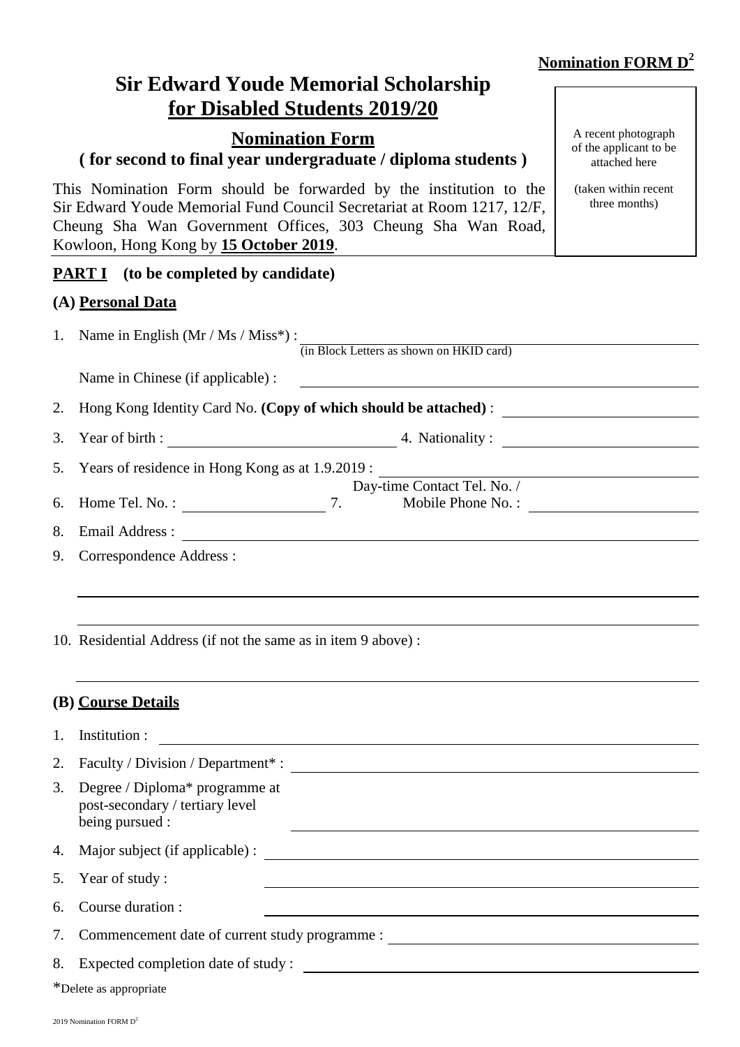**Nomination FORM D[2]**

# Sir Edward Youde Memorial Scholarship <u>for Disabled Students 2019/20</u>

## <u>Nomination Form</u>

### ( for second to final year undergraduate / diploma students )

A recent photograph of the applicant to be attached here

(taken within recent three months)

This Nomination Form should be forwarded by the institution to the Sir Edward Youde Memorial Fund Council Secretariat at Room 1217, 12/F, Cheung Sha Wan Government Offices, 303 Cheung Sha Wan Road, Kowloon, Hong Kong by **<u>15 October 2019</u>**.

**<u>PART I</u> (to be completed by candidate)**

### (A) <u>Personal Data</u>

1. Name in English (Mr / Ms / Miss*) : ____________________
   (in Block Letters as shown on HKID card)

   Name in Chinese (if applicable) : ____________________

2. Hong Kong Identity Card No. **(Copy of which should be attached)** : ____________________

3. Year of birth : ____________________ 4. Nationality : ____________________

5. Years of residence in Hong Kong as at 1.9.2019 : ____________________

6. Home Tel. No. : ____________________ 7. Day-time Contact Tel. No. / Mobile Phone No. : ____________________

8. Email Address : ____________________

9. Correspondence Address :

   ____________________

   ____________________

10. Residential Address (if not the same as in item 9 above) :

    ____________________

### (B) <u>Course Details</u>

1. Institution : ____________________

2. Faculty / Division / Department* : ____________________

3. Degree / Diploma* programme at post-secondary / tertiary level being pursued : ____________________

4. Major subject (if applicable) : ____________________

5. Year of study : ____________________

6. Course duration : ____________________

7. Commencement date of current study programme : ____________________

8. Expected completion date of study : ____________________

*Delete as appropriate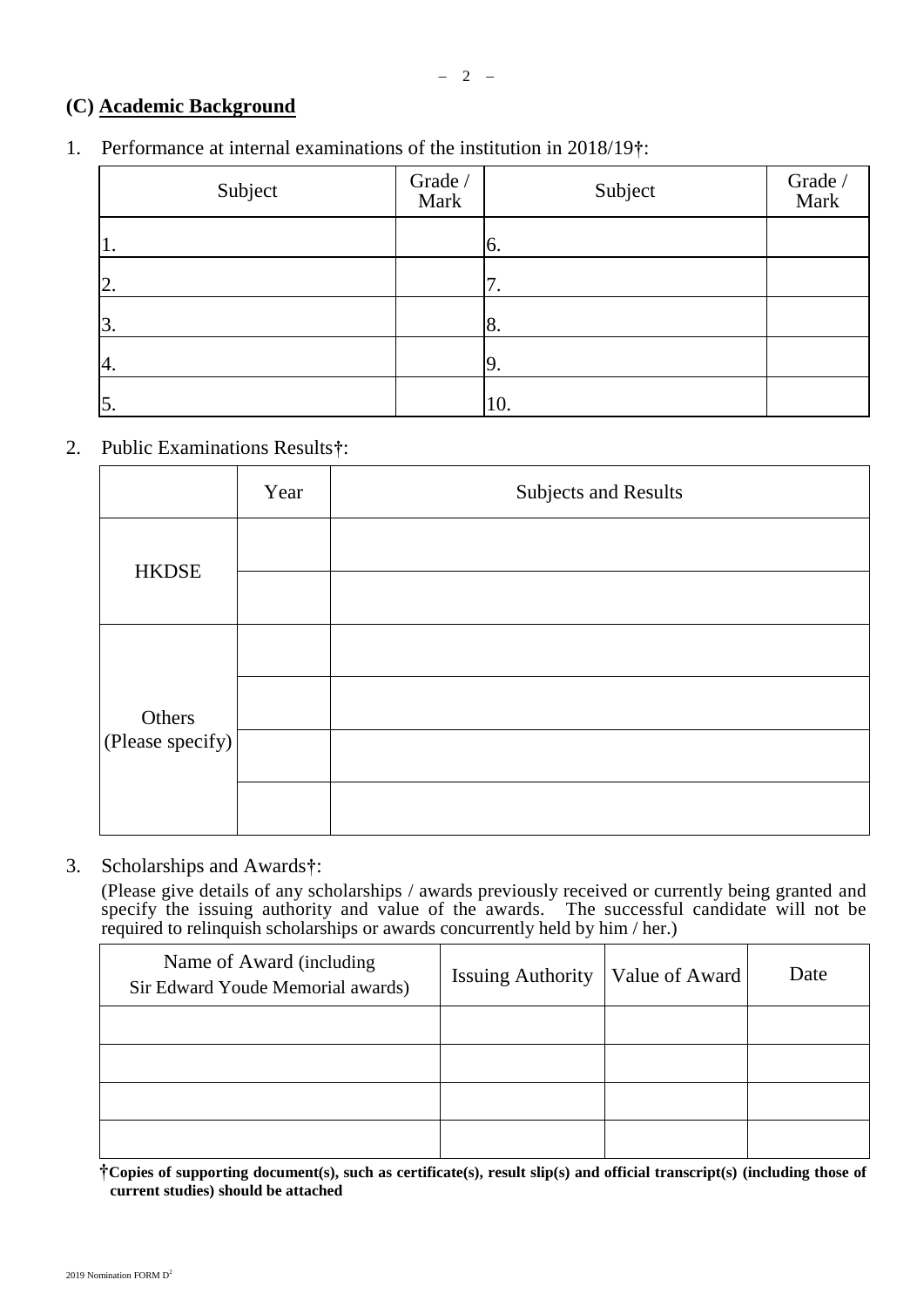## (C) Academic Background

1. Performance at internal examinations of the institution in 2018/19†:

| Subject | Grade / Mark | Subject | Grade / Mark |
|---|---|---|---|
| 1. | | 6. | |
| 2. | | 7. | |
| 3. | | 8. | |
| 4. | | 9. | |
| 5. | | 10. | |

2. Public Examinations Results†:

| | Year | Subjects and Results |
|---|---|---|
| HKDSE | | |
| | | |
| Others (Please specify) | | |
| | | |
| | | |
| | | |

3. Scholarships and Awards†:

(Please give details of any scholarships / awards previously received or currently being granted and specify the issuing authority and value of the awards. The successful candidate will not be required to relinquish scholarships or awards concurrently held by him / her.)

| Name of Award (including Sir Edward Youde Memorial awards) | Issuing Authority | Value of Award | Date |
|---|---|---|---|
| | | | |
| | | | |
| | | | |
| | | | |

**†Copies of supporting document(s), such as certificate(s), result slip(s) and official transcript(s) (including those of current studies) should be attached**

2019 Nomination FORM D[2]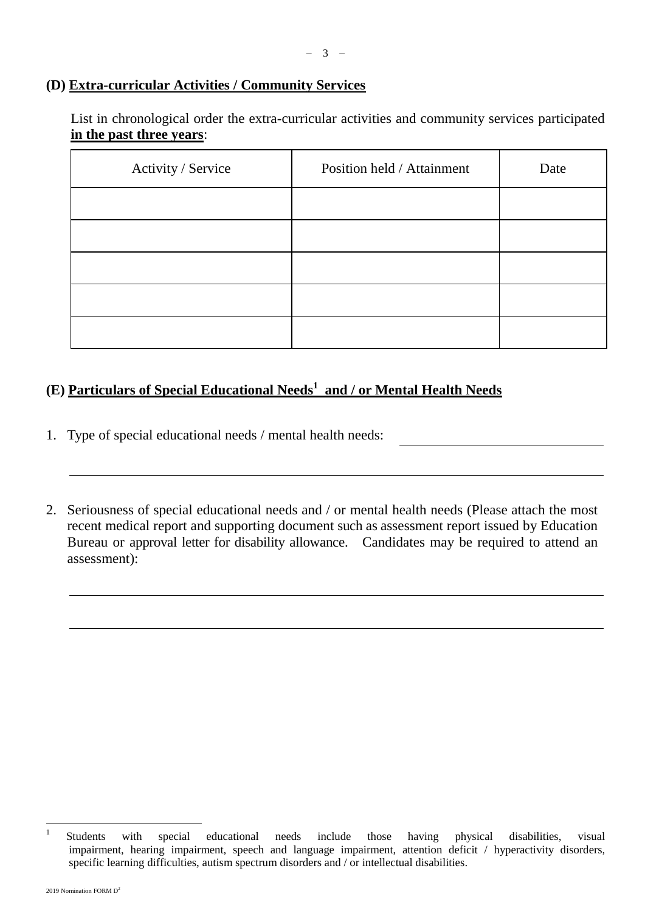## (D) Extra-curricular Activities / Community Services

List in chronological order the extra-curricular activities and community services participated **in the past three years**:

| Activity / Service | Position held / Attainment | Date |
|---|---|---|
| | | |
| | | |
| | | |
| | | |
| | | |

## (E) Particulars of Special Educational Needs[1] and / or Mental Health Needs

1. Type of special educational needs / mental health needs: \_\_\_\_\_\_\_\_\_\_\_\_\_\_\_\_\_\_\_\_

   \_\_\_\_\_\_\_\_\_\_\_\_\_\_\_\_\_\_\_\_\_\_\_\_\_\_\_\_\_\_\_\_\_\_\_\_\_\_\_\_

2. Seriousness of special educational needs and / or mental health needs (Please attach the most recent medical report and supporting document such as assessment report issued by Education Bureau or approval letter for disability allowance. Candidates may be required to attend an assessment):

   \_\_\_\_\_\_\_\_\_\_\_\_\_\_\_\_\_\_\_\_\_\_\_\_\_\_\_\_\_\_\_\_\_\_\_\_\_\_\_\_

   \_\_\_\_\_\_\_\_\_\_\_\_\_\_\_\_\_\_\_\_\_\_\_\_\_\_\_\_\_\_\_\_\_\_\_\_\_\_\_\_

---

[1] Students with special educational needs include those having physical disabilities, visual impairment, hearing impairment, speech and language impairment, attention deficit / hyperactivity disorders, specific learning difficulties, autism spectrum disorders and / or intellectual disabilities.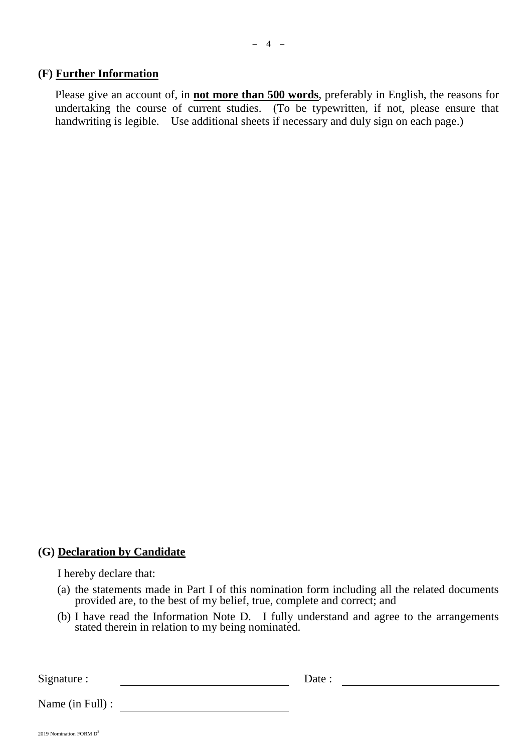## (F) Further Information

Please give an account of, in **not more than 500 words**, preferably in English, the reasons for undertaking the course of current studies. (To be typewritten, if not, please ensure that handwriting is legible. Use additional sheets if necessary and duly sign on each page.)

## (G) Declaration by Candidate

I hereby declare that:

(a) the statements made in Part I of this nomination form including all the related documents provided are, to the best of my belief, true, complete and correct; and

(b) I have read the Information Note D. I fully understand and agree to the arrangements stated therein in relation to my being nominated.

Signature : ______________________ Date : ______________________

Name (in Full) : ______________________

2019 Nomination FORM D[2]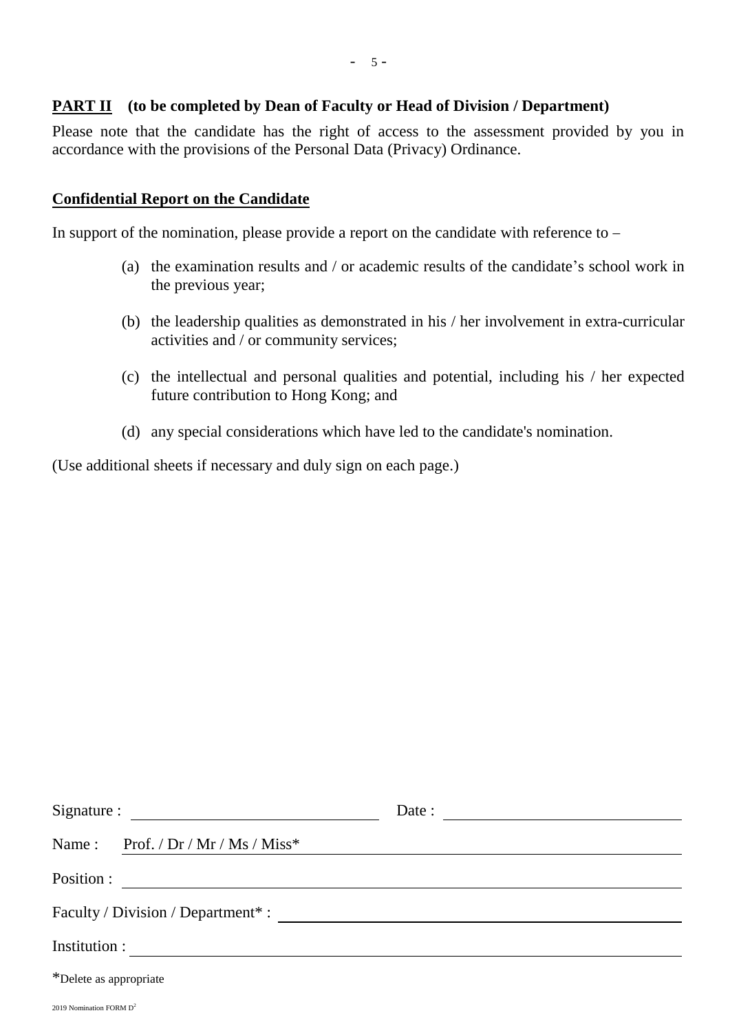## PART II (to be completed by Dean of Faculty or Head of Division / Department)

Please note that the candidate has the right of access to the assessment provided by you in accordance with the provisions of the Personal Data (Privacy) Ordinance.

### Confidential Report on the Candidate

In support of the nomination, please provide a report on the candidate with reference to –

(a) the examination results and / or academic results of the candidate's school work in the previous year;

(b) the leadership qualities as demonstrated in his / her involvement in extra-curricular activities and / or community services;

(c) the intellectual and personal qualities and potential, including his / her expected future contribution to Hong Kong; and

(d) any special considerations which have led to the candidate's nomination.

(Use additional sheets if necessary and duly sign on each page.)

Signature : ______________________ Date : ______________________

Name : Prof. / Dr / Mr / Ms / Miss* ______________________

Position : ______________________

Faculty / Division / Department* : ______________________

Institution : ______________________

*Delete as appropriate

2019 Nomination FORM D[2]